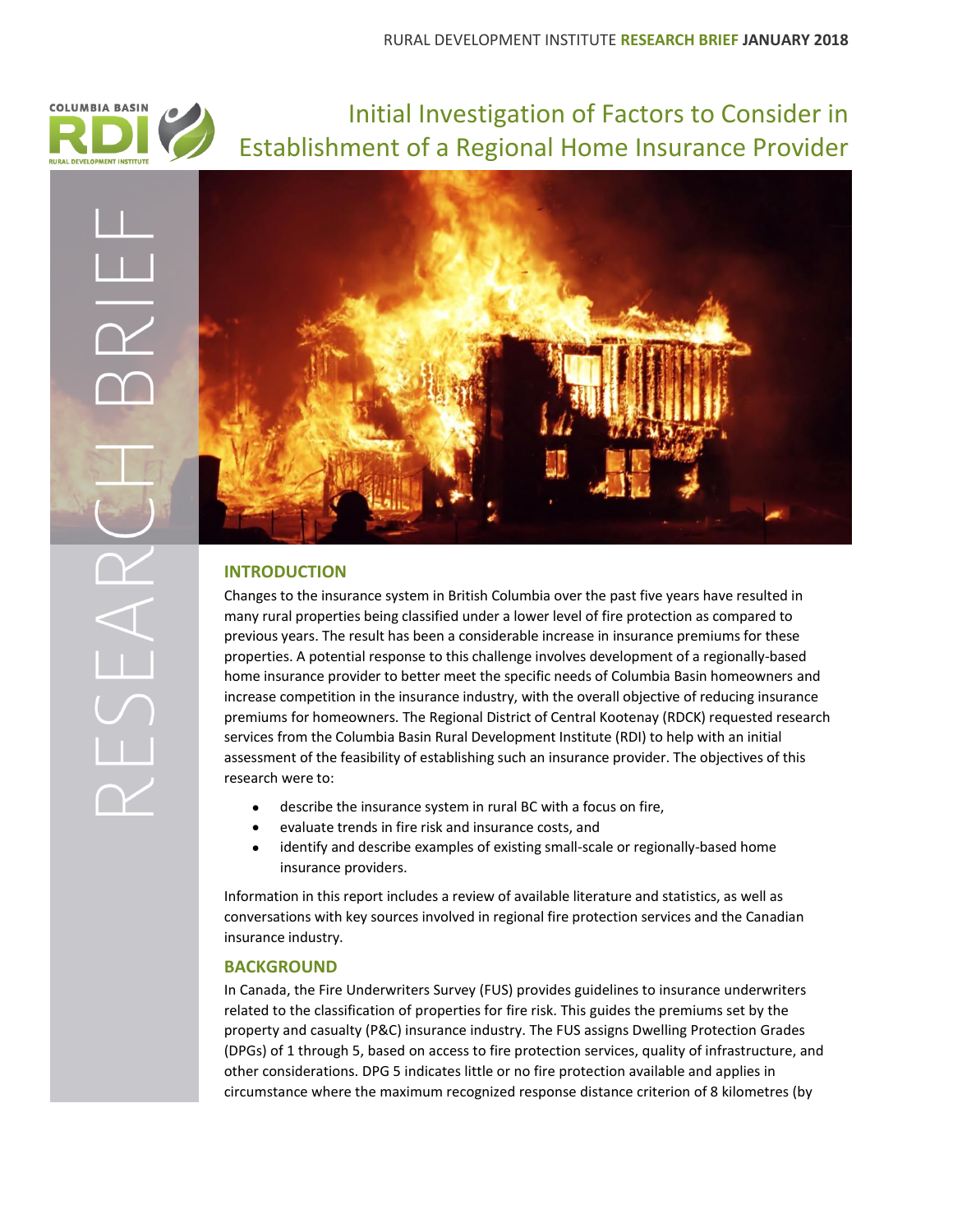# Initial Investigation of Factors to Consider in Establishment of a Regional Home Insurance Provider

## INTRODUCTION

Changes to the insurance system in British Columbia over the past five years have resulted in many rural properties being classified under a lower level of fire protection as compared to previous years. The result has been a considerable increase in insurance premiums for these properties. A potential response to this challenge involves development of a regionally-based home insurance provider to better meet the specific needs of Columbia Basin homeowners and increase competition in the insurance industry, with the overall objective of reducing insurance premiums for homeowners. The Regional District of Central Kootenay (RDCK) requested research services from the Columbia Basin Rural Development Institute (RDI) to help with an initial assessment of the feasibility of establishing such an insurance provider. The objectives of this research were to:

- describe the insurance system in rural BC with a focus on fire,
- evaluate trends in fire risk and insurance costs, and
- identify and describe examples of existing small-scale or regionally-based home insurance providers.

Information in this report includes a review of available literature and statistics, as well as conversations with key sources involved in regional fire protection services and the Canadian insurance industry.

## BACKGROUND

In Canada, the Fire Underwriters Survey (FUS) provides guidelines to insurance underwriters related to the classification of properties for fire risk. This guides the premiums set by the property and casualty (P&C) insurance industry. The FUS assigns Dwelling Protection Grades (DPGs) of 1 through 5, based on access to fire protection services, quality of infrastructure, and other considerations. DPG 5 indicates little or no fire protection available and applies in circumstance where the maximum recognized response distance criterion of 8 kilometres (by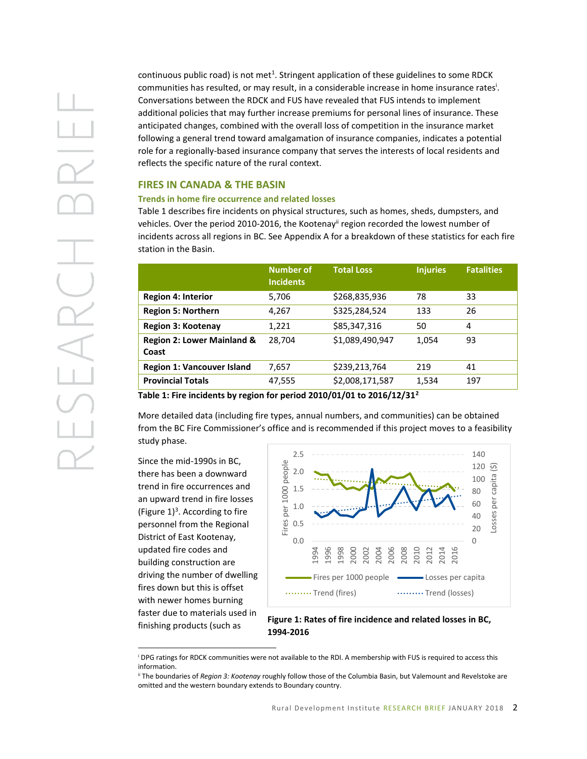continuous public road) is not met[1]. Stringent application of these guidelines to some RDCK communities has resulted, or may result, in a considerable increase in home insurance rates[i]. Conversations between the RDCK and FUS have revealed that FUS intends to implement additional policies that may further increase premiums for personal lines of insurance. These anticipated changes, combined with the overall loss of competition in the insurance market following a general trend toward amalgamation of insurance companies, indicates a potential role for a regionally-based insurance company that serves the interests of local residents and reflects the specific nature of the rural context.

## FIRES IN CANADA & THE BASIN

### Trends in home fire occurrence and related losses

Table 1 describes fire incidents on physical structures, such as homes, sheds, dumpsters, and vehicles. Over the period 2010-2016, the Kootenay[ii] region recorded the lowest number of incidents across all regions in BC. See Appendix A for a breakdown of these statistics for each fire station in the Basin.

| | Number of Incidents | Total Loss | Injuries | Fatalities |
|---|---|---|---|---|
| **Region 4: Interior** | 5,706 | $268,835,936 | 78 | 33 |
| **Region 5: Northern** | 4,267 | $325,284,524 | 133 | 26 |
| **Region 3: Kootenay** | 1,221 | $85,347,316 | 50 | 4 |
| **Region 2: Lower Mainland & Coast** | 28,704 | $1,089,490,947 | 1,054 | 93 |
| **Region 1: Vancouver Island** | 7,657 | $239,213,764 | 219 | 41 |
| **Provincial Totals** | 47,555 | $2,008,171,587 | 1,534 | 197 |

**Table 1: Fire incidents by region for period 2010/01/01 to 2016/12/31[2]**

More detailed data (including fire types, annual numbers, and communities) can be obtained from the BC Fire Commissioner's office and is recommended if this project moves to a feasibility study phase.

Since the mid-1990s in BC, there has been a downward trend in fire occurrences and an upward trend in fire losses (Figure 1)[3]. According to fire personnel from the Regional District of East Kootenay, updated fire codes and building construction are driving the number of dwelling fires down but this is offset with newer homes burning faster due to materials used in finishing products (such as

**Figure 1: Rates of fire incidence and related losses in BC, 1994-2016**

---

[i] DPG ratings for RDCK communities were not available to the RDI. A membership with FUS is required to access this information.

[ii] The boundaries of *Region 3: Kootenay* roughly follow those of the Columbia Basin, but Valemount and Revelstoke are omitted and the western boundary extends to Boundary country.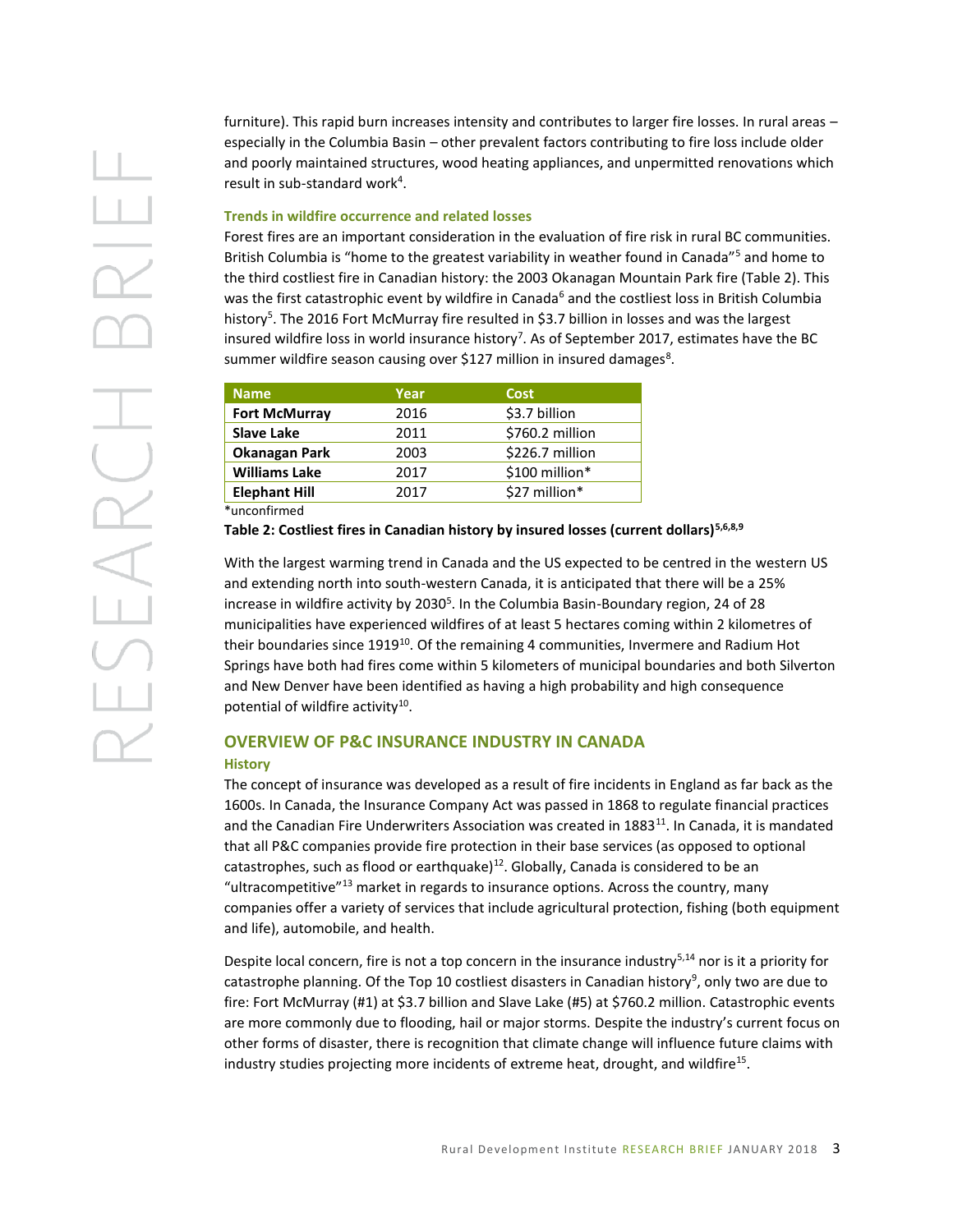furniture). This rapid burn increases intensity and contributes to larger fire losses. In rural areas – especially in the Columbia Basin – other prevalent factors contributing to fire loss include older and poorly maintained structures, wood heating appliances, and unpermitted renovations which result in sub-standard work[4].

### Trends in wildfire occurrence and related losses

Forest fires are an important consideration in the evaluation of fire risk in rural BC communities. British Columbia is "home to the greatest variability in weather found in Canada"[5] and home to the third costliest fire in Canadian history: the 2003 Okanagan Mountain Park fire (Table 2). This was the first catastrophic event by wildfire in Canada[6] and the costliest loss in British Columbia history[5]. The 2016 Fort McMurray fire resulted in $3.7 billion in losses and was the largest insured wildfire loss in world insurance history[7]. As of September 2017, estimates have the BC summer wildfire season causing over $127 million in insured damages[8].

| Name | Year | Cost |
|---|---|---|
| **Fort McMurray** | 2016 | $3.7 billion |
| **Slave Lake** | 2011 | $760.2 million |
| **Okanagan Park** | 2003 | $226.7 million |
| **Williams Lake** | 2017 | $100 million* |
| **Elephant Hill** | 2017 | $27 million* |

*unconfirmed

**Table 2: Costliest fires in Canadian history by insured losses (current dollars)[5,6,8,9]**

With the largest warming trend in Canada and the US expected to be centred in the western US and extending north into south-western Canada, it is anticipated that there will be a 25% increase in wildfire activity by 2030[5]. In the Columbia Basin-Boundary region, 24 of 28 municipalities have experienced wildfires of at least 5 hectares coming within 2 kilometres of their boundaries since 1919[10]. Of the remaining 4 communities, Invermere and Radium Hot Springs have both had fires come within 5 kilometers of municipal boundaries and both Silverton and New Denver have been identified as having a high probability and high consequence potential of wildfire activity[10].

## OVERVIEW OF P&C INSURANCE INDUSTRY IN CANADA

### History

The concept of insurance was developed as a result of fire incidents in England as far back as the 1600s. In Canada, the Insurance Company Act was passed in 1868 to regulate financial practices and the Canadian Fire Underwriters Association was created in 1883[11]. In Canada, it is mandated that all P&C companies provide fire protection in their base services (as opposed to optional catastrophes, such as flood or earthquake)[12]. Globally, Canada is considered to be an "ultracompetitive"[13] market in regards to insurance options. Across the country, many companies offer a variety of services that include agricultural protection, fishing (both equipment and life), automobile, and health.

Despite local concern, fire is not a top concern in the insurance industry[5,14] nor is it a priority for catastrophe planning. Of the Top 10 costliest disasters in Canadian history[9], only two are due to fire: Fort McMurray (#1) at $3.7 billion and Slave Lake (#5) at $760.2 million. Catastrophic events are more commonly due to flooding, hail or major storms. Despite the industry's current focus on other forms of disaster, there is recognition that climate change will influence future claims with industry studies projecting more incidents of extreme heat, drought, and wildfire[15].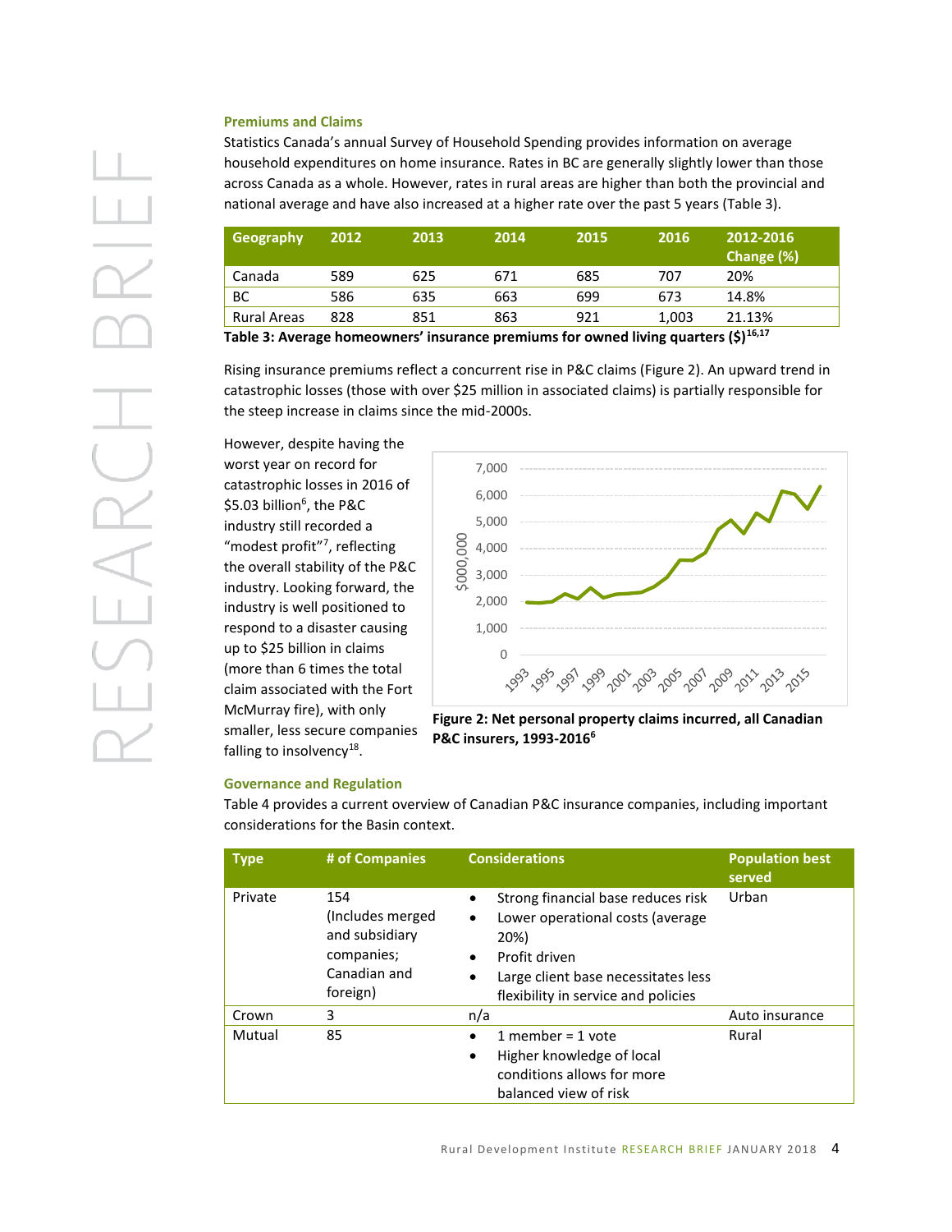### Premiums and Claims

Statistics Canada's annual Survey of Household Spending provides information on average household expenditures on home insurance. Rates in BC are generally slightly lower than those across Canada as a whole. However, rates in rural areas are higher than both the provincial and national average and have also increased at a higher rate over the past 5 years (Table 3).

| Geography | 2012 | 2013 | 2014 | 2015 | 2016 | 2012-2016 Change (%) |
|---|---|---|---|---|---|---|
| Canada | 589 | 625 | 671 | 685 | 707 | 20% |
| BC | 586 | 635 | 663 | 699 | 673 | 14.8% |
| Rural Areas | 828 | 851 | 863 | 921 | 1,003 | 21.13% |

**Table 3: Average homeowners' insurance premiums for owned living quarters ($)[16,17]**

Rising insurance premiums reflect a concurrent rise in P&C claims (Figure 2). An upward trend in catastrophic losses (those with over $25 million in associated claims) is partially responsible for the steep increase in claims since the mid-2000s.

However, despite having the worst year on record for catastrophic losses in 2016 of $5.03 billion[6], the P&C industry still recorded a "modest profit"[7], reflecting the overall stability of the P&C industry. Looking forward, the industry is well positioned to respond to a disaster causing up to $25 billion in claims (more than 6 times the total claim associated with the Fort McMurray fire), with only smaller, less secure companies falling to insolvency[18].

**Figure 2: Net personal property claims incurred, all Canadian P&C insurers, 1993-2016[6]**

### Governance and Regulation

Table 4 provides a current overview of Canadian P&C insurance companies, including important considerations for the Basin context.

| Type | # of Companies | Considerations | Population best served |
|---|---|---|---|
| Private | 154 (Includes merged and subsidiary companies; Canadian and foreign) | • Strong financial base reduces risk<br>• Lower operational costs (average 20%)<br>• Profit driven<br>• Large client base necessitates less flexibility in service and policies | Urban |
| Crown | 3 | n/a | Auto insurance |
| Mutual | 85 | • 1 member = 1 vote<br>• Higher knowledge of local conditions allows for more balanced view of risk | Rural |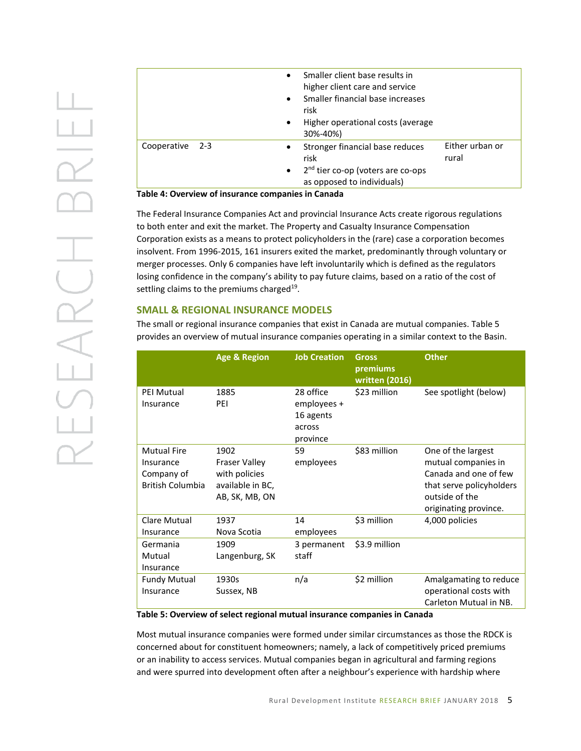| | | | |
|---|---|---|---|
| | | • Smaller client base results in higher client care and service<br>• Smaller financial base increases risk<br>• Higher operational costs (average 30%-40%) | |
| Cooperative | 2-3 | • Stronger financial base reduces risk<br>• 2nd tier co-op (voters are co-ops as opposed to individuals) | Either urban or rural |

**Table 4: Overview of insurance companies in Canada**

The Federal Insurance Companies Act and provincial Insurance Acts create rigorous regulations to both enter and exit the market. The Property and Casualty Insurance Compensation Corporation exists as a means to protect policyholders in the (rare) case a corporation becomes insolvent. From 1996-2015, 161 insurers exited the market, predominantly through voluntary or merger processes. Only 6 companies have left involuntarily which is defined as the regulators losing confidence in the company's ability to pay future claims, based on a ratio of the cost of settling claims to the premiums charged[19].

## SMALL & REGIONAL INSURANCE MODELS

The small or regional insurance companies that exist in Canada are mutual companies. Table 5 provides an overview of mutual insurance companies operating in a similar context to the Basin.

| | Age & Region | Job Creation | Gross premiums written (2016) | Other |
|---|---|---|---|---|
| PEI Mutual Insurance | 1885<br>PEI | 28 office employees + 16 agents across province | $23 million | See spotlight (below) |
| Mutual Fire Insurance Company of British Columbia | 1902<br>Fraser Valley with policies available in BC, AB, SK, MB, ON | 59 employees | $83 million | One of the largest mutual companies in Canada and one of few that serve policyholders outside of the originating province. |
| Clare Mutual Insurance | 1937<br>Nova Scotia | 14 employees | $3 million | 4,000 policies |
| Germania Mutual Insurance | 1909<br>Langenburg, SK | 3 permanent staff | $3.9 million | |
| Fundy Mutual Insurance | 1930s<br>Sussex, NB | n/a | $2 million | Amalgamating to reduce operational costs with Carleton Mutual in NB. |

**Table 5: Overview of select regional mutual insurance companies in Canada**

Most mutual insurance companies were formed under similar circumstances as those the RDCK is concerned about for constituent homeowners; namely, a lack of competitively priced premiums or an inability to access services. Mutual companies began in agricultural and farming regions and were spurred into development often after a neighbour's experience with hardship where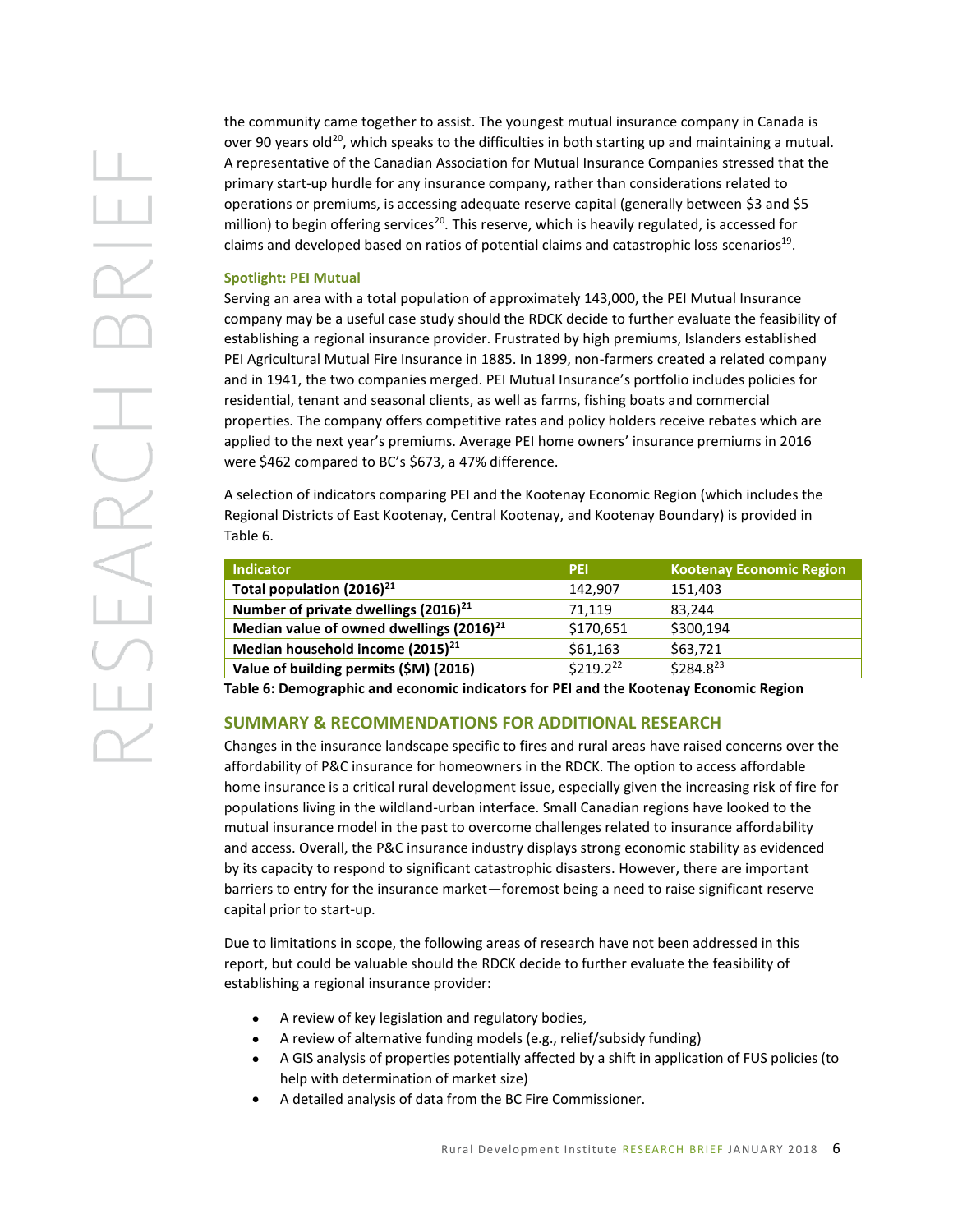the community came together to assist. The youngest mutual insurance company in Canada is over 90 years old[20], which speaks to the difficulties in both starting up and maintaining a mutual. A representative of the Canadian Association for Mutual Insurance Companies stressed that the primary start-up hurdle for any insurance company, rather than considerations related to operations or premiums, is accessing adequate reserve capital (generally between $3 and $5 million) to begin offering services[20]. This reserve, which is heavily regulated, is accessed for claims and developed based on ratios of potential claims and catastrophic loss scenarios[19].

**Spotlight: PEI Mutual**

Serving an area with a total population of approximately 143,000, the PEI Mutual Insurance company may be a useful case study should the RDCK decide to further evaluate the feasibility of establishing a regional insurance provider. Frustrated by high premiums, Islanders established PEI Agricultural Mutual Fire Insurance in 1885. In 1899, non-farmers created a related company and in 1941, the two companies merged. PEI Mutual Insurance's portfolio includes policies for residential, tenant and seasonal clients, as well as farms, fishing boats and commercial properties. The company offers competitive rates and policy holders receive rebates which are applied to the next year's premiums. Average PEI home owners' insurance premiums in 2016 were $462 compared to BC's $673, a 47% difference.

A selection of indicators comparing PEI and the Kootenay Economic Region (which includes the Regional Districts of East Kootenay, Central Kootenay, and Kootenay Boundary) is provided in Table 6.

| Indicator | PEI | Kootenay Economic Region |
|---|---|---|
| **Total population (2016)[21]** | 142,907 | 151,403 |
| **Number of private dwellings (2016)[21]** | 71,119 | 83,244 |
| **Median value of owned dwellings (2016)[21]** | $170,651 | $300,194 |
| **Median household income (2015)[21]** | $61,163 | $63,721 |
| **Value of building permits ($M) (2016)** | $219.2[22] | $284.8[23] |

**Table 6: Demographic and economic indicators for PEI and the Kootenay Economic Region**

## SUMMARY & RECOMMENDATIONS FOR ADDITIONAL RESEARCH

Changes in the insurance landscape specific to fires and rural areas have raised concerns over the affordability of P&C insurance for homeowners in the RDCK. The option to access affordable home insurance is a critical rural development issue, especially given the increasing risk of fire for populations living in the wildland-urban interface. Small Canadian regions have looked to the mutual insurance model in the past to overcome challenges related to insurance affordability and access. Overall, the P&C insurance industry displays strong economic stability as evidenced by its capacity to respond to significant catastrophic disasters. However, there are important barriers to entry for the insurance market—foremost being a need to raise significant reserve capital prior to start-up.

Due to limitations in scope, the following areas of research have not been addressed in this report, but could be valuable should the RDCK decide to further evaluate the feasibility of establishing a regional insurance provider:

- A review of key legislation and regulatory bodies,
- A review of alternative funding models (e.g., relief/subsidy funding)
- A GIS analysis of properties potentially affected by a shift in application of FUS policies (to help with determination of market size)
- A detailed analysis of data from the BC Fire Commissioner.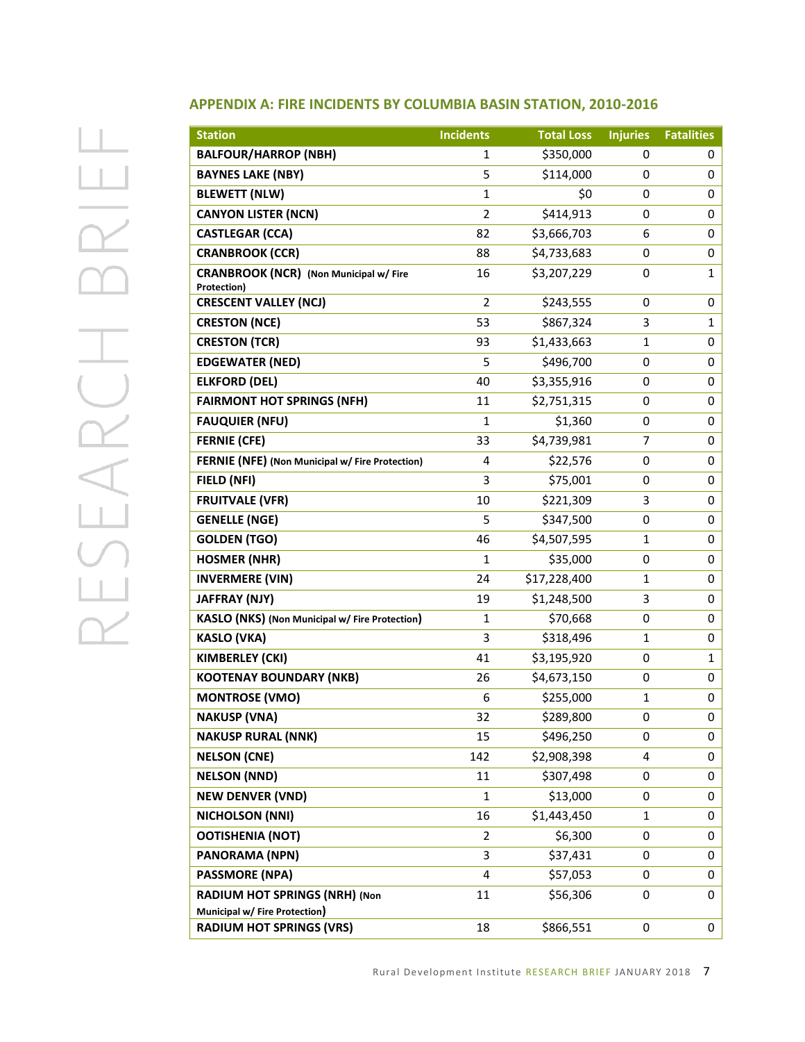## APPENDIX A: FIRE INCIDENTS BY COLUMBIA BASIN STATION, 2010-2016

| Station | Incidents | Total Loss | Injuries | Fatalities |
|---|---|---|---|---|
| **BALFOUR/HARROP (NBH)** | 1 | $350,000 | 0 | 0 |
| **BAYNES LAKE (NBY)** | 5 | $114,000 | 0 | 0 |
| **BLEWETT (NLW)** | 1 | $0 | 0 | 0 |
| **CANYON LISTER (NCN)** | 2 | $414,913 | 0 | 0 |
| **CASTLEGAR (CCA)** | 82 | $3,666,703 | 6 | 0 |
| **CRANBROOK (CCR)** | 88 | $4,733,683 | 0 | 0 |
| **CRANBROOK (NCR)** **(Non Municipal w/ Fire Protection)** | 16 | $3,207,229 | 0 | 1 |
| **CRESCENT VALLEY (NCJ)** | 2 | $243,555 | 0 | 0 |
| **CRESTON (NCE)** | 53 | $867,324 | 3 | 1 |
| **CRESTON (TCR)** | 93 | $1,433,663 | 1 | 0 |
| **EDGEWATER (NED)** | 5 | $496,700 | 0 | 0 |
| **ELKFORD (DEL)** | 40 | $3,355,916 | 0 | 0 |
| **FAIRMONT HOT SPRINGS (NFH)** | 11 | $2,751,315 | 0 | 0 |
| **FAUQUIER (NFU)** | 1 | $1,360 | 0 | 0 |
| **FERNIE (CFE)** | 33 | $4,739,981 | 7 | 0 |
| **FERNIE (NFE)** **(Non Municipal w/ Fire Protection)** | 4 | $22,576 | 0 | 0 |
| **FIELD (NFI)** | 3 | $75,001 | 0 | 0 |
| **FRUITVALE (VFR)** | 10 | $221,309 | 3 | 0 |
| **GENELLE (NGE)** | 5 | $347,500 | 0 | 0 |
| **GOLDEN (TGO)** | 46 | $4,507,595 | 1 | 0 |
| **HOSMER (NHR)** | 1 | $35,000 | 0 | 0 |
| **INVERMERE (VIN)** | 24 | $17,228,400 | 1 | 0 |
| **JAFFRAY (NJY)** | 19 | $1,248,500 | 3 | 0 |
| **KASLO (NKS)** **(Non Municipal w/ Fire Protection)** | 1 | $70,668 | 0 | 0 |
| **KASLO (VKA)** | 3 | $318,496 | 1 | 0 |
| **KIMBERLEY (CKI)** | 41 | $3,195,920 | 0 | 1 |
| **KOOTENAY BOUNDARY (NKB)** | 26 | $4,673,150 | 0 | 0 |
| **MONTROSE (VMO)** | 6 | $255,000 | 1 | 0 |
| **NAKUSP (VNA)** | 32 | $289,800 | 0 | 0 |
| **NAKUSP RURAL (NNK)** | 15 | $496,250 | 0 | 0 |
| **NELSON (CNE)** | 142 | $2,908,398 | 4 | 0 |
| **NELSON (NND)** | 11 | $307,498 | 0 | 0 |
| **NEW DENVER (VND)** | 1 | $13,000 | 0 | 0 |
| **NICHOLSON (NNI)** | 16 | $1,443,450 | 1 | 0 |
| **OOTISHENIA (NOT)** | 2 | $6,300 | 0 | 0 |
| **PANORAMA (NPN)** | 3 | $37,431 | 0 | 0 |
| **PASSMORE (NPA)** | 4 | $57,053 | 0 | 0 |
| **RADIUM HOT SPRINGS (NRH)** **(Non Municipal w/ Fire Protection)** | 11 | $56,306 | 0 | 0 |
| **RADIUM HOT SPRINGS (VRS)** | 18 | $866,551 | 0 | 0 |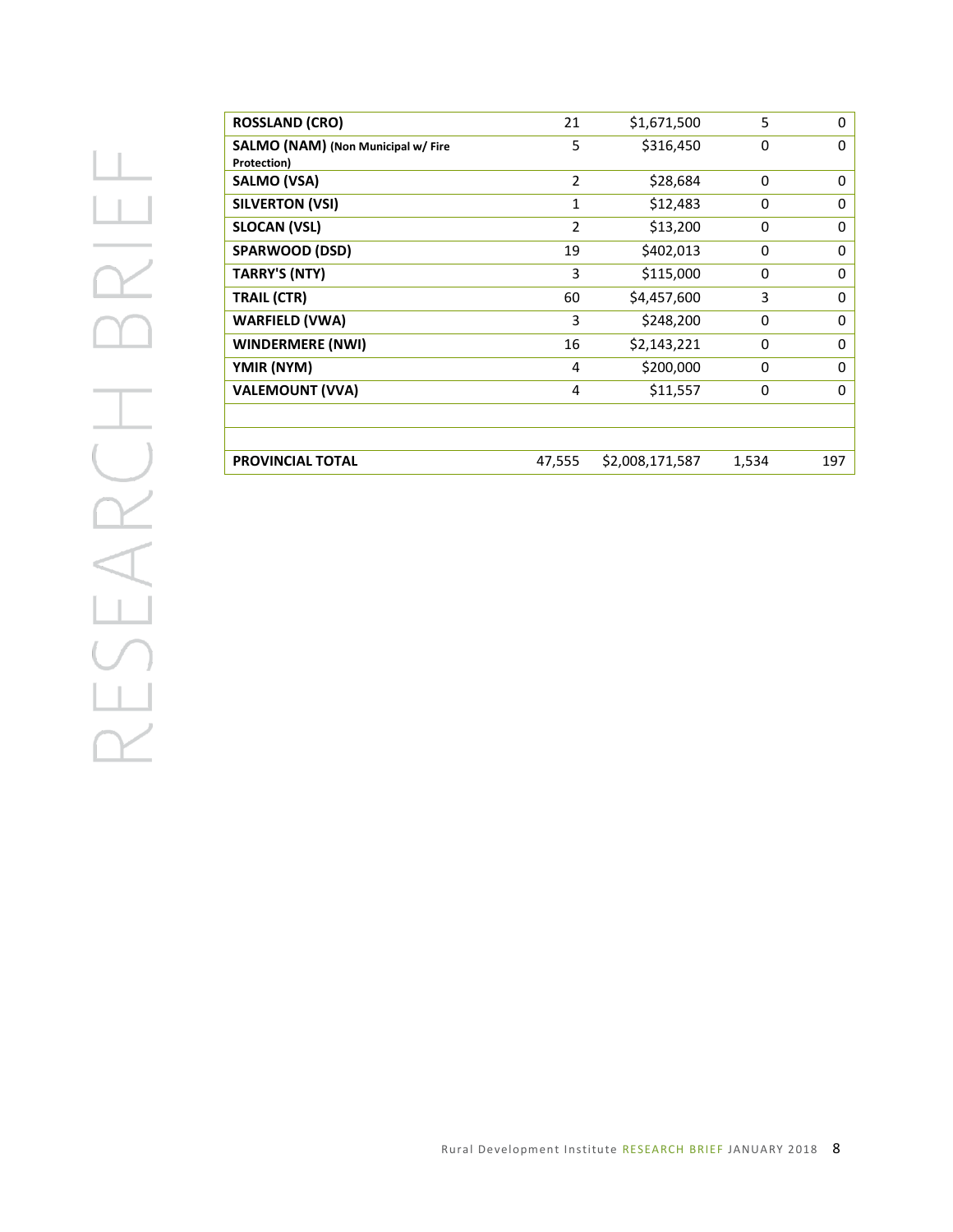| | | | | |
|---|---|---|---|---|
| **ROSSLAND (CRO)** | 21 | $1,671,500 | 5 | 0 |
| **SALMO (NAM) (Non Municipal w/ Fire Protection)** | 5 | $316,450 | 0 | 0 |
| **SALMO (VSA)** | 2 | $28,684 | 0 | 0 |
| **SILVERTON (VSI)** | 1 | $12,483 | 0 | 0 |
| **SLOCAN (VSL)** | 2 | $13,200 | 0 | 0 |
| **SPARWOOD (DSD)** | 19 | $402,013 | 0 | 0 |
| **TARRY'S (NTY)** | 3 | $115,000 | 0 | 0 |
| **TRAIL (CTR)** | 60 | $4,457,600 | 3 | 0 |
| **WARFIELD (VWA)** | 3 | $248,200 | 0 | 0 |
| **WINDERMERE (NWI)** | 16 | $2,143,221 | 0 | 0 |
| **YMIR (NYM)** | 4 | $200,000 | 0 | 0 |
| **VALEMOUNT (VVA)** | 4 | $11,557 | 0 | 0 |
| | | | | |
| | | | | |
| **PROVINCIAL TOTAL** | 47,555 | $2,008,171,587 | 1,534 | 197 |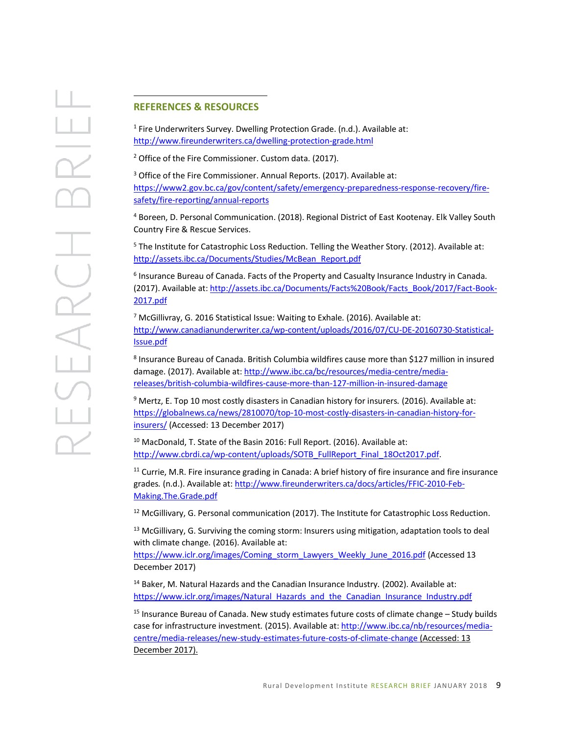## REFERENCES & RESOURCES

[1] Fire Underwriters Survey. Dwelling Protection Grade. (n.d.). Available at: http://www.fireunderwriters.ca/dwelling-protection-grade.html

[2] Office of the Fire Commissioner. Custom data. (2017).

[3] Office of the Fire Commissioner. Annual Reports. (2017). Available at: https://www2.gov.bc.ca/gov/content/safety/emergency-preparedness-response-recovery/fire-safety/fire-reporting/annual-reports

[4] Boreen, D. Personal Communication. (2018). Regional District of East Kootenay. Elk Valley South Country Fire & Rescue Services.

[5] The Institute for Catastrophic Loss Reduction. Telling the Weather Story. (2012). Available at: http://assets.ibc.ca/Documents/Studies/McBean_Report.pdf

[6] Insurance Bureau of Canada. Facts of the Property and Casualty Insurance Industry in Canada. (2017). Available at: http://assets.ibc.ca/Documents/Facts%20Book/Facts_Book/2017/Fact-Book-2017.pdf

[7] McGillivray, G. 2016 Statistical Issue: Waiting to Exhale. (2016). Available at: http://www.canadianunderwriter.ca/wp-content/uploads/2016/07/CU-DE-20160730-Statistical-Issue.pdf

[8] Insurance Bureau of Canada. British Columbia wildfires cause more than $127 million in insured damage. (2017). Available at: http://www.ibc.ca/bc/resources/media-centre/media-releases/british-columbia-wildfires-cause-more-than-127-million-in-insured-damage

[9] Mertz, E. Top 10 most costly disasters in Canadian history for insurers. (2016). Available at: https://globalnews.ca/news/2810070/top-10-most-costly-disasters-in-canadian-history-for-insurers/ (Accessed: 13 December 2017)

[10] MacDonald, T. State of the Basin 2016: Full Report. (2016). Available at: http://www.cbrdi.ca/wp-content/uploads/SOTB_FullReport_Final_18Oct2017.pdf.

[11] Currie, M.R. Fire insurance grading in Canada: A brief history of fire insurance and fire insurance grades. (n.d.). Available at: http://www.fireunderwriters.ca/docs/articles/FFIC-2010-Feb-Making.The.Grade.pdf

[12] McGillivary, G. Personal communication (2017). The Institute for Catastrophic Loss Reduction.

[13] McGillivary, G. Surviving the coming storm: Insurers using mitigation, adaptation tools to deal with climate change. (2016). Available at: https://www.iclr.org/images/Coming_storm_Lawyers_Weekly_June_2016.pdf (Accessed 13 December 2017)

[14] Baker, M. Natural Hazards and the Canadian Insurance Industry. (2002). Available at: https://www.iclr.org/images/Natural_Hazards_and_the_Canadian_Insurance_Industry.pdf

[15] Insurance Bureau of Canada. New study estimates future costs of climate change – Study builds case for infrastructure investment. (2015). Available at: http://www.ibc.ca/nb/resources/media-centre/media-releases/new-study-estimates-future-costs-of-climate-change (Accessed: 13 December 2017).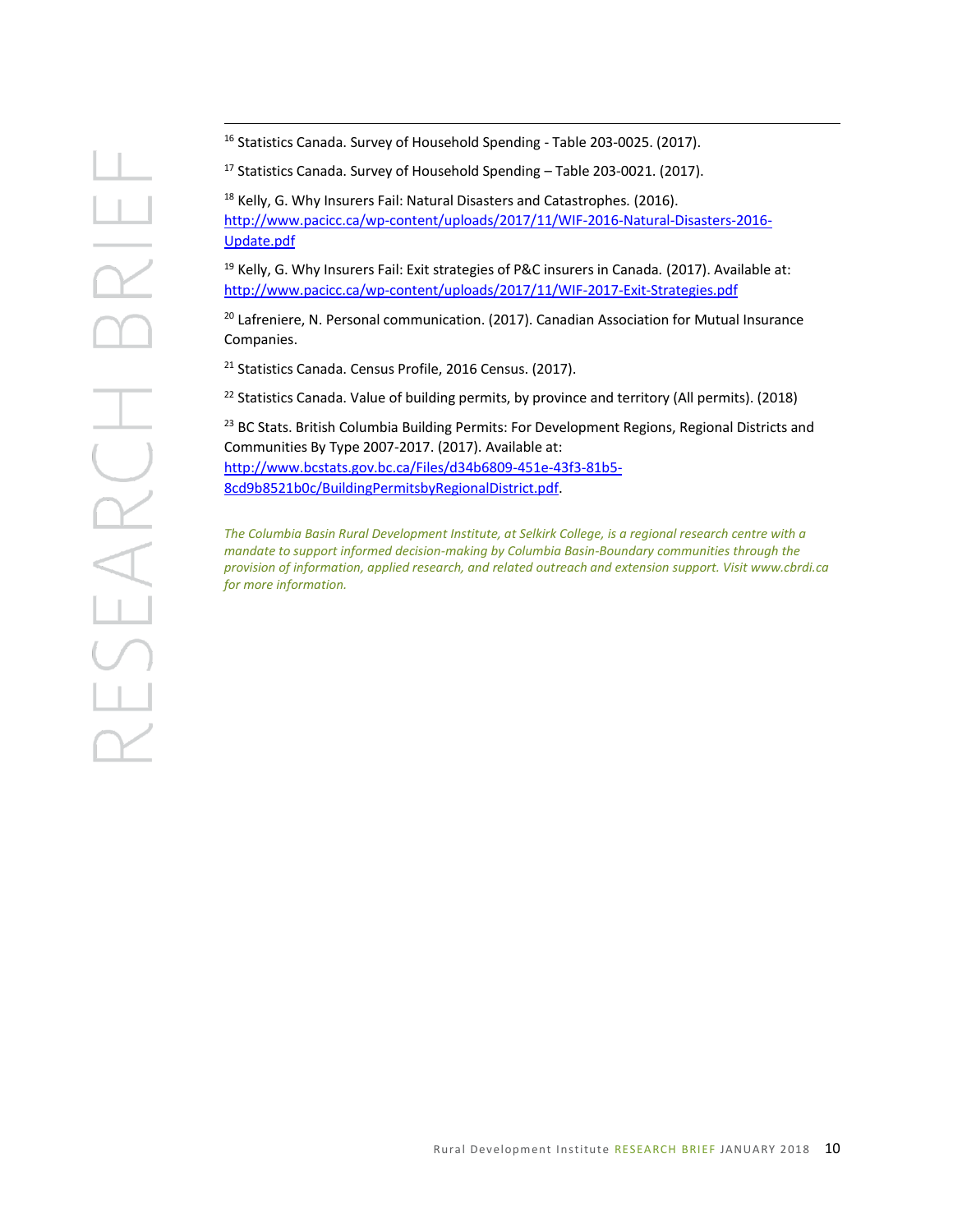[16] Statistics Canada. Survey of Household Spending - Table 203-0025. (2017).

[17] Statistics Canada. Survey of Household Spending – Table 203-0021. (2017).

[18] Kelly, G. Why Insurers Fail: Natural Disasters and Catastrophes. (2016). http://www.pacicc.ca/wp-content/uploads/2017/11/WIF-2016-Natural-Disasters-2016-Update.pdf

[19] Kelly, G. Why Insurers Fail: Exit strategies of P&C insurers in Canada. (2017). Available at: http://www.pacicc.ca/wp-content/uploads/2017/11/WIF-2017-Exit-Strategies.pdf

[20] Lafreniere, N. Personal communication. (2017). Canadian Association for Mutual Insurance Companies.

[21] Statistics Canada. Census Profile, 2016 Census. (2017).

[22] Statistics Canada. Value of building permits, by province and territory (All permits). (2018)

[23] BC Stats. British Columbia Building Permits: For Development Regions, Regional Districts and Communities By Type 2007-2017. (2017). Available at: http://www.bcstats.gov.bc.ca/Files/d34b6809-451e-43f3-81b5-8cd9b8521b0c/BuildingPermitsbyRegionalDistrict.pdf.

*The Columbia Basin Rural Development Institute, at Selkirk College, is a regional research centre with a mandate to support informed decision-making by Columbia Basin-Boundary communities through the provision of information, applied research, and related outreach and extension support. Visit www.cbrdi.ca for more information.*